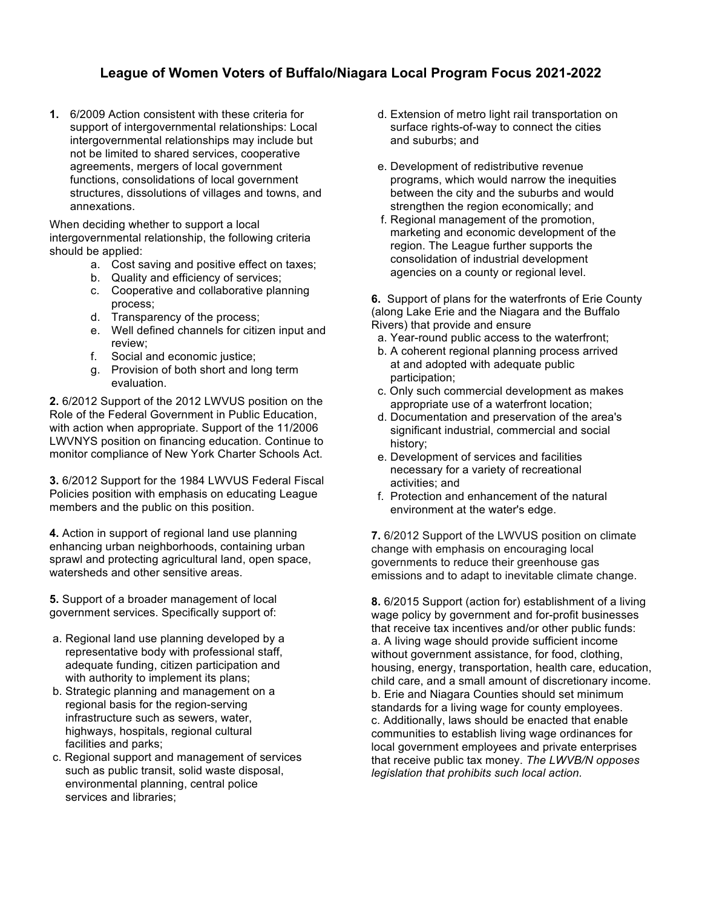# League of Women Voters of Buffalo/Niagara Local Program Focus 2021-2022

**1.** 6/2009 Action consistent with these criteria for support of intergovernmental relationships: Local intergovernmental relationships may include but not be limited to shared services, cooperative agreements, mergers of local government functions, consolidations of local government structures, dissolutions of villages and towns, and annexations.

When deciding whether to support a local intergovernmental relationship, the following criteria should be applied:

a. Cost saving and positive effect on taxes;
b. Quality and efficiency of services;
c. Cooperative and collaborative planning process;
d. Transparency of the process;
e. Well defined channels for citizen input and review;
f. Social and economic justice;
g. Provision of both short and long term evaluation.

**2.** 6/2012 Support of the 2012 LWVUS position on the Role of the Federal Government in Public Education, with action when appropriate. Support of the 11/2006 LWVNYS position on financing education. Continue to monitor compliance of New York Charter Schools Act.

**3.** 6/2012 Support for the 1984 LWVUS Federal Fiscal Policies position with emphasis on educating League members and the public on this position.

**4.** Action in support of regional land use planning enhancing urban neighborhoods, containing urban sprawl and protecting agricultural land, open space, watersheds and other sensitive areas.

**5.** Support of a broader management of local government services. Specifically support of:

a. Regional land use planning developed by a representative body with professional staff, adequate funding, citizen participation and with authority to implement its plans;
b. Strategic planning and management on a regional basis for the region-serving infrastructure such as sewers, water, highways, hospitals, regional cultural facilities and parks;
c. Regional support and management of services such as public transit, solid waste disposal, environmental planning, central police services and libraries;
d. Extension of metro light rail transportation on surface rights-of-way to connect the cities and suburbs; and
e. Development of redistributive revenue programs, which would narrow the inequities between the city and the suburbs and would strengthen the region economically; and
f. Regional management of the promotion, marketing and economic development of the region. The League further supports the consolidation of industrial development agencies on a county or regional level.

**6.** Support of plans for the waterfronts of Erie County (along Lake Erie and the Niagara and the Buffalo Rivers) that provide and ensure

a. Year-round public access to the waterfront;
b. A coherent regional planning process arrived at and adopted with adequate public participation;
c. Only such commercial development as makes appropriate use of a waterfront location;
d. Documentation and preservation of the area's significant industrial, commercial and social history;
e. Development of services and facilities necessary for a variety of recreational activities; and
f. Protection and enhancement of the natural environment at the water's edge.

**7.** 6/2012 Support of the LWVUS position on climate change with emphasis on encouraging local governments to reduce their greenhouse gas emissions and to adapt to inevitable climate change.

**8.** 6/2015 Support (action for) establishment of a living wage policy by government and for-profit businesses that receive tax incentives and/or other public funds:
a. A living wage should provide sufficient income without government assistance, for food, clothing, housing, energy, transportation, health care, education, child care, and a small amount of discretionary income.
b. Erie and Niagara Counties should set minimum standards for a living wage for county employees.
c. Additionally, laws should be enacted that enable communities to establish living wage ordinances for local government employees and private enterprises that receive public tax money. *The LWVB/N opposes legislation that prohibits such local action.*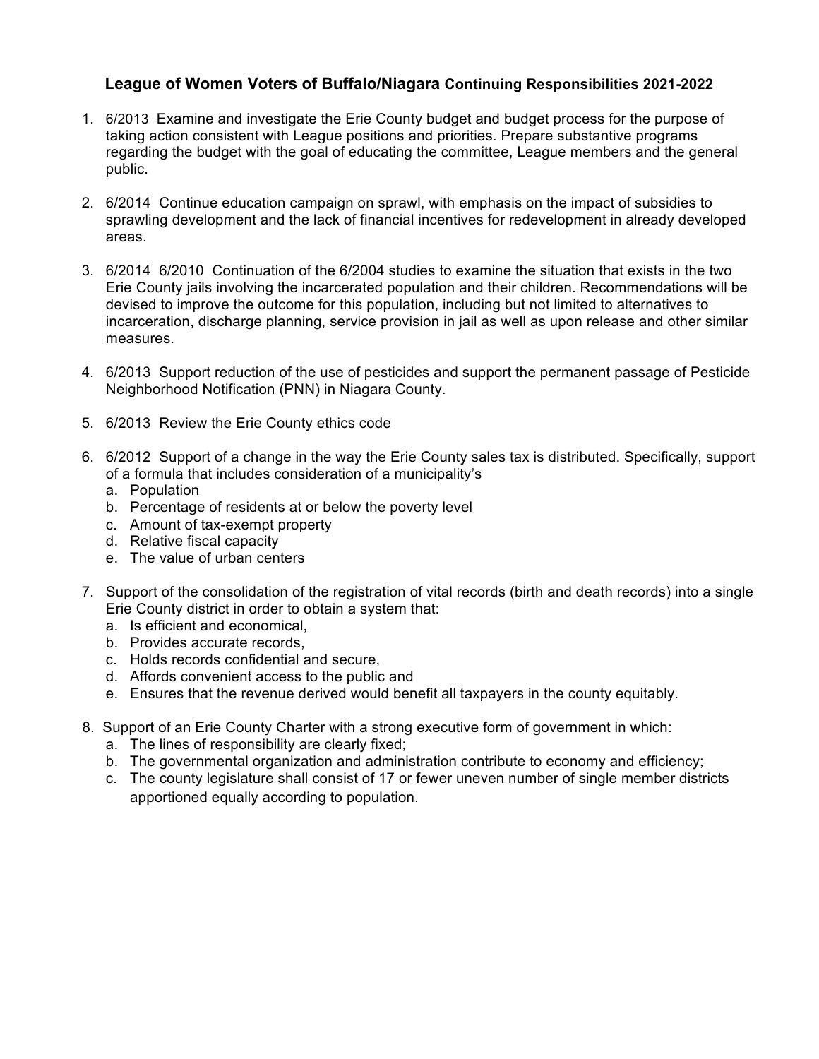## League of Women Voters of Buffalo/Niagara Continuing Responsibilities 2021-2022

1. 6/2013 Examine and investigate the Erie County budget and budget process for the purpose of taking action consistent with League positions and priorities. Prepare substantive programs regarding the budget with the goal of educating the committee, League members and the general public.

2. 6/2014 Continue education campaign on sprawl, with emphasis on the impact of subsidies to sprawling development and the lack of financial incentives for redevelopment in already developed areas.

3. 6/2014 6/2010 Continuation of the 6/2004 studies to examine the situation that exists in the two Erie County jails involving the incarcerated population and their children. Recommendations will be devised to improve the outcome for this population, including but not limited to alternatives to incarceration, discharge planning, service provision in jail as well as upon release and other similar measures.

4. 6/2013 Support reduction of the use of pesticides and support the permanent passage of Pesticide Neighborhood Notification (PNN) in Niagara County.

5. 6/2013 Review the Erie County ethics code

6. 6/2012 Support of a change in the way the Erie County sales tax is distributed. Specifically, support of a formula that includes consideration of a municipality's
   a. Population
   b. Percentage of residents at or below the poverty level
   c. Amount of tax-exempt property
   d. Relative fiscal capacity
   e. The value of urban centers

7. Support of the consolidation of the registration of vital records (birth and death records) into a single Erie County district in order to obtain a system that:
   a. Is efficient and economical,
   b. Provides accurate records,
   c. Holds records confidential and secure,
   d. Affords convenient access to the public and
   e. Ensures that the revenue derived would benefit all taxpayers in the county equitably.

8. Support of an Erie County Charter with a strong executive form of government in which:
   a. The lines of responsibility are clearly fixed;
   b. The governmental organization and administration contribute to economy and efficiency;
   c. The county legislature shall consist of 17 or fewer uneven number of single member districts apportioned equally according to population.